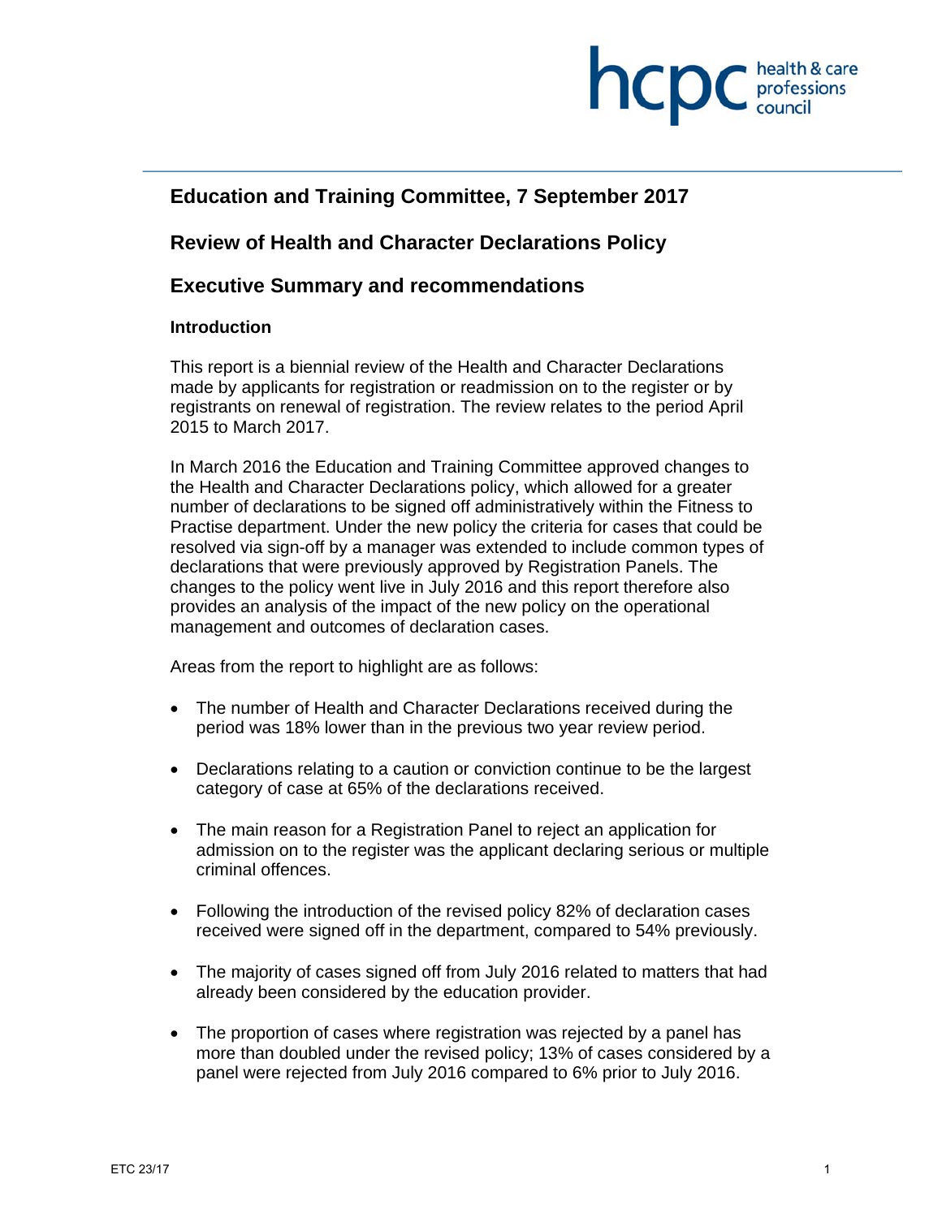# Education and Training Committee, 7 September 2017

## Review of Health and Character Declarations Policy

## Executive Summary and recommendations

### Introduction

This report is a biennial review of the Health and Character Declarations made by applicants for registration or readmission on to the register or by registrants on renewal of registration. The review relates to the period April 2015 to March 2017.

In March 2016 the Education and Training Committee approved changes to the Health and Character Declarations policy, which allowed for a greater number of declarations to be signed off administratively within the Fitness to Practise department. Under the new policy the criteria for cases that could be resolved via sign-off by a manager was extended to include common types of declarations that were previously approved by Registration Panels. The changes to the policy went live in July 2016 and this report therefore also provides an analysis of the impact of the new policy on the operational management and outcomes of declaration cases.

Areas from the report to highlight are as follows:

- The number of Health and Character Declarations received during the period was 18% lower than in the previous two year review period.
- Declarations relating to a caution or conviction continue to be the largest category of case at 65% of the declarations received.
- The main reason for a Registration Panel to reject an application for admission on to the register was the applicant declaring serious or multiple criminal offences.
- Following the introduction of the revised policy 82% of declaration cases received were signed off in the department, compared to 54% previously.
- The majority of cases signed off from July 2016 related to matters that had already been considered by the education provider.
- The proportion of cases where registration was rejected by a panel has more than doubled under the revised policy; 13% of cases considered by a panel were rejected from July 2016 compared to 6% prior to July 2016.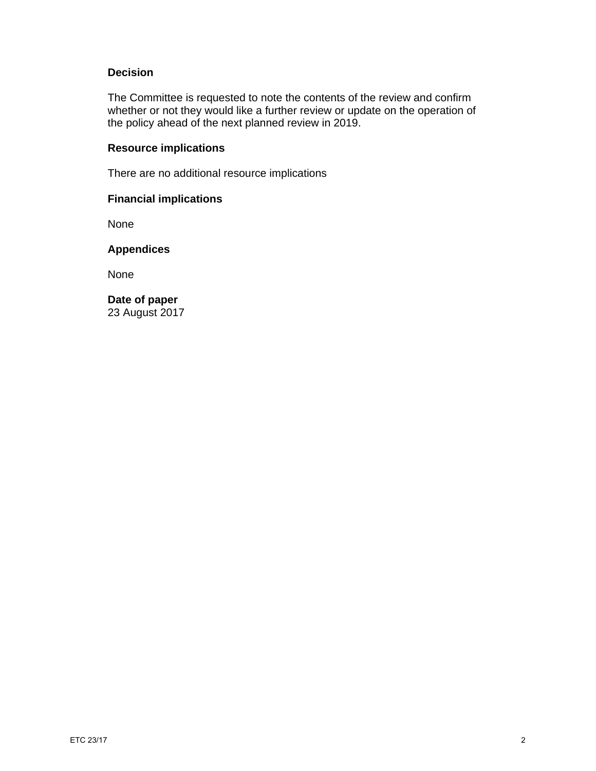**Decision**

The Committee is requested to note the contents of the review and confirm whether or not they would like a further review or update on the operation of the policy ahead of the next planned review in 2019.

**Resource implications**

There are no additional resource implications

**Financial implications**

None

**Appendices**

None

**Date of paper**
23 August 2017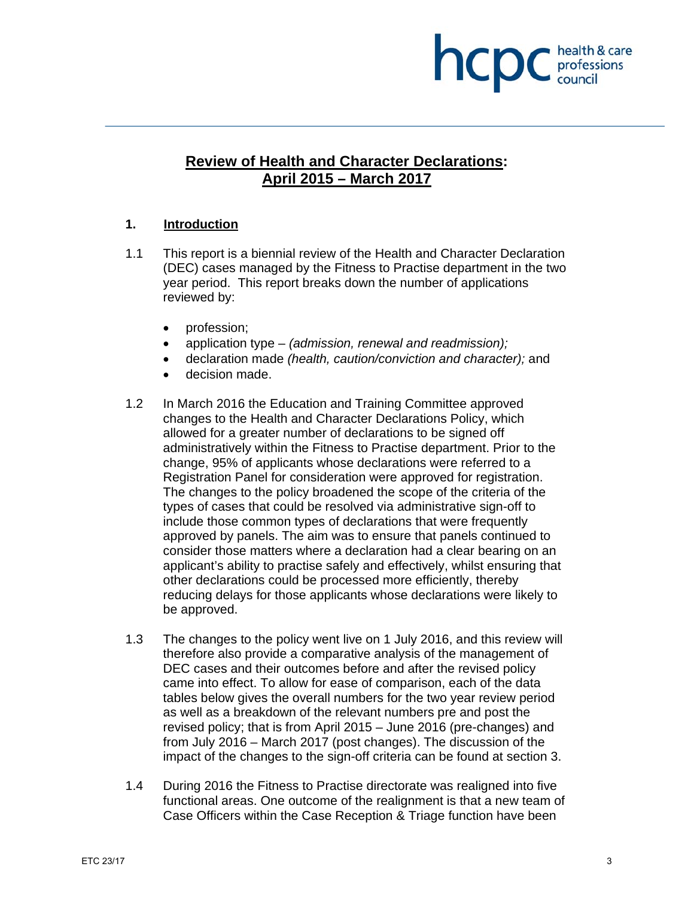# Review of Health and Character Declarations: April 2015 – March 2017

## 1. Introduction

1.1 This report is a biennial review of the Health and Character Declaration (DEC) cases managed by the Fitness to Practise department in the two year period. This report breaks down the number of applications reviewed by:

- profession;
- application type – *(admission, renewal and readmission);*
- declaration made *(health, caution/conviction and character);* and
- decision made.

1.2 In March 2016 the Education and Training Committee approved changes to the Health and Character Declarations Policy, which allowed for a greater number of declarations to be signed off administratively within the Fitness to Practise department. Prior to the change, 95% of applicants whose declarations were referred to a Registration Panel for consideration were approved for registration. The changes to the policy broadened the scope of the criteria of the types of cases that could be resolved via administrative sign-off to include those common types of declarations that were frequently approved by panels. The aim was to ensure that panels continued to consider those matters where a declaration had a clear bearing on an applicant's ability to practise safely and effectively, whilst ensuring that other declarations could be processed more efficiently, thereby reducing delays for those applicants whose declarations were likely to be approved.

1.3 The changes to the policy went live on 1 July 2016, and this review will therefore also provide a comparative analysis of the management of DEC cases and their outcomes before and after the revised policy came into effect. To allow for ease of comparison, each of the data tables below gives the overall numbers for the two year review period as well as a breakdown of the relevant numbers pre and post the revised policy; that is from April 2015 – June 2016 (pre-changes) and from July 2016 – March 2017 (post changes). The discussion of the impact of the changes to the sign-off criteria can be found at section 3.

1.4 During 2016 the Fitness to Practise directorate was realigned into five functional areas. One outcome of the realignment is that a new team of Case Officers within the Case Reception & Triage function have been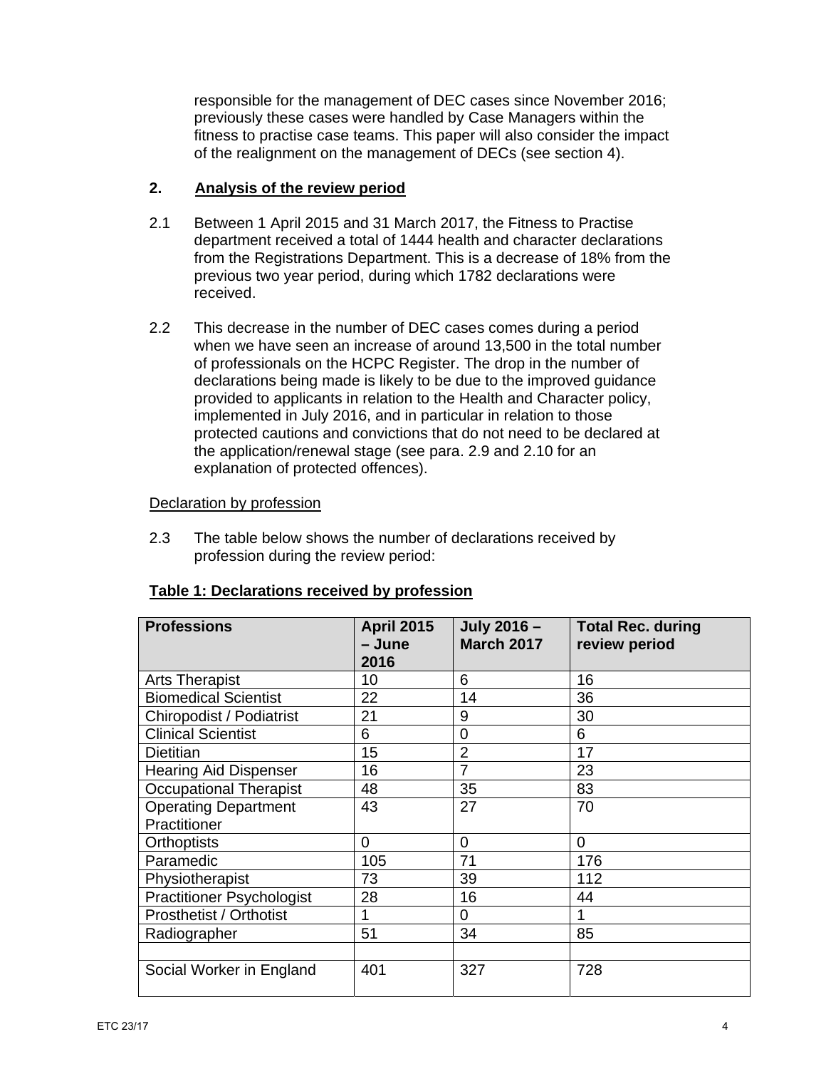responsible for the management of DEC cases since November 2016; previously these cases were handled by Case Managers within the fitness to practise case teams. This paper will also consider the impact of the realignment on the management of DECs (see section 4).

## 2. Analysis of the review period

2.1 Between 1 April 2015 and 31 March 2017, the Fitness to Practise department received a total of 1444 health and character declarations from the Registrations Department. This is a decrease of 18% from the previous two year period, during which 1782 declarations were received.

2.2 This decrease in the number of DEC cases comes during a period when we have seen an increase of around 13,500 in the total number of professionals on the HCPC Register. The drop in the number of declarations being made is likely to be due to the improved guidance provided to applicants in relation to the Health and Character policy, implemented in July 2016, and in particular in relation to those protected cautions and convictions that do not need to be declared at the application/renewal stage (see para. 2.9 and 2.10 for an explanation of protected offences).

### Declaration by profession

2.3 The table below shows the number of declarations received by profession during the review period:

**Table 1: Declarations received by profession**

| Professions | April 2015 – June 2016 | July 2016 – March 2017 | Total Rec. during review period |
|---|---|---|---|
| Arts Therapist | 10 | 6 | 16 |
| Biomedical Scientist | 22 | 14 | 36 |
| Chiropodist / Podiatrist | 21 | 9 | 30 |
| Clinical Scientist | 6 | 0 | 6 |
| Dietitian | 15 | 2 | 17 |
| Hearing Aid Dispenser | 16 | 7 | 23 |
| Occupational Therapist | 48 | 35 | 83 |
| Operating Department Practitioner | 43 | 27 | 70 |
| Orthoptists | 0 | 0 | 0 |
| Paramedic | 105 | 71 | 176 |
| Physiotherapist | 73 | 39 | 112 |
| Practitioner Psychologist | 28 | 16 | 44 |
| Prosthetist / Orthotist | 1 | 0 | 1 |
| Radiographer | 51 | 34 | 85 |
| | | | |
| Social Worker in England | 401 | 327 | 728 |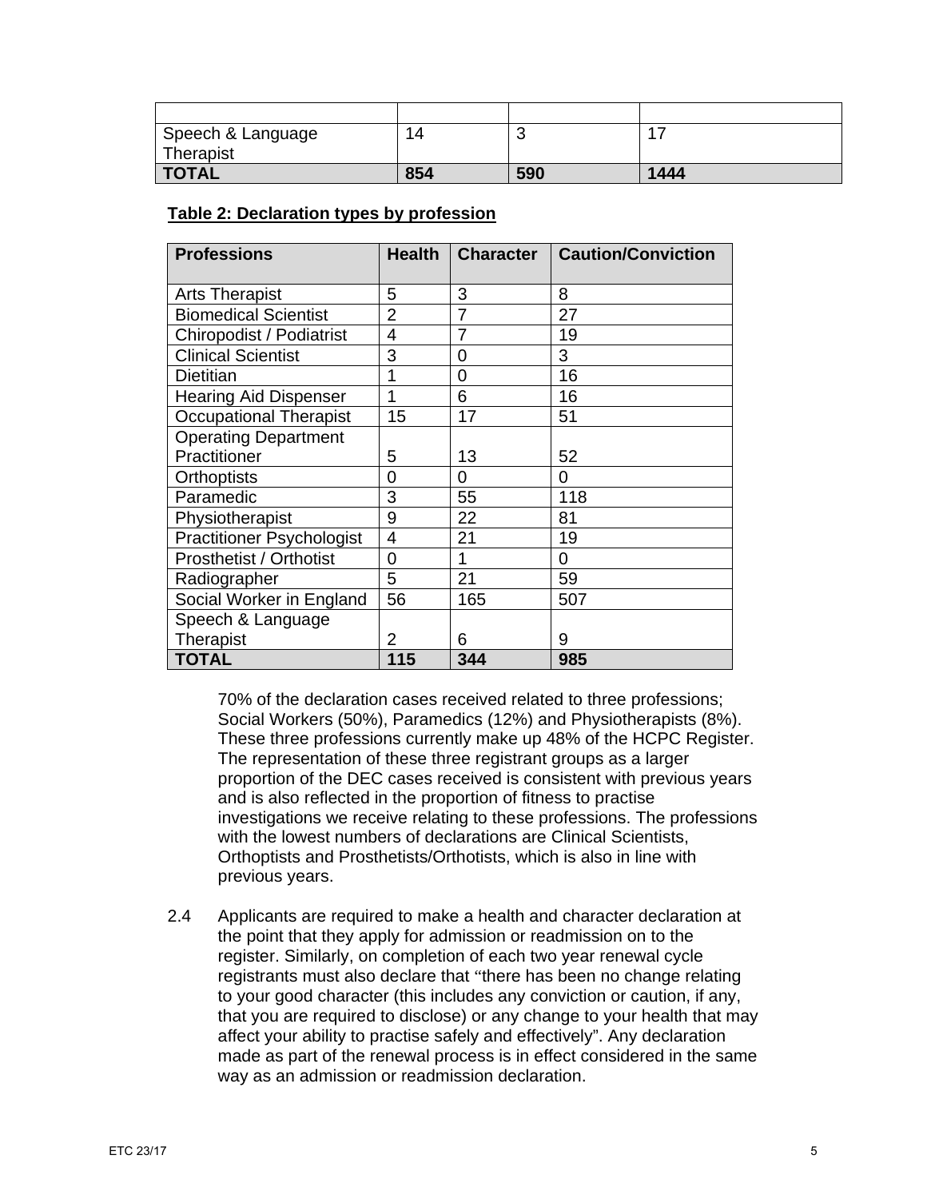| | | | |
|---|---|---|---|
| Speech & Language Therapist | 14 | 3 | 17 |
| **TOTAL** | **854** | **590** | **1444** |

**Table 2: Declaration types by profession**

| Professions | Health | Character | Caution/Conviction |
|---|---|---|---|
| Arts Therapist | 5 | 3 | 8 |
| Biomedical Scientist | 2 | 7 | 27 |
| Chiropodist / Podiatrist | 4 | 7 | 19 |
| Clinical Scientist | 3 | 0 | 3 |
| Dietitian | 1 | 0 | 16 |
| Hearing Aid Dispenser | 1 | 6 | 16 |
| Occupational Therapist | 15 | 17 | 51 |
| Operating Department Practitioner | 5 | 13 | 52 |
| Orthoptists | 0 | 0 | 0 |
| Paramedic | 3 | 55 | 118 |
| Physiotherapist | 9 | 22 | 81 |
| Practitioner Psychologist | 4 | 21 | 19 |
| Prosthetist / Orthotist | 0 | 1 | 0 |
| Radiographer | 5 | 21 | 59 |
| Social Worker in England | 56 | 165 | 507 |
| Speech & Language Therapist | 2 | 6 | 9 |
| **TOTAL** | **115** | **344** | **985** |

70% of the declaration cases received related to three professions; Social Workers (50%), Paramedics (12%) and Physiotherapists (8%). These three professions currently make up 48% of the HCPC Register. The representation of these three registrant groups as a larger proportion of the DEC cases received is consistent with previous years and is also reflected in the proportion of fitness to practise investigations we receive relating to these professions. The professions with the lowest numbers of declarations are Clinical Scientists, Orthoptists and Prosthetists/Orthotists, which is also in line with previous years.

2.4 Applicants are required to make a health and character declaration at the point that they apply for admission or readmission on to the register. Similarly, on completion of each two year renewal cycle registrants must also declare that "there has been no change relating to your good character (this includes any conviction or caution, if any, that you are required to disclose) or any change to your health that may affect your ability to practise safely and effectively". Any declaration made as part of the renewal process is in effect considered in the same way as an admission or readmission declaration.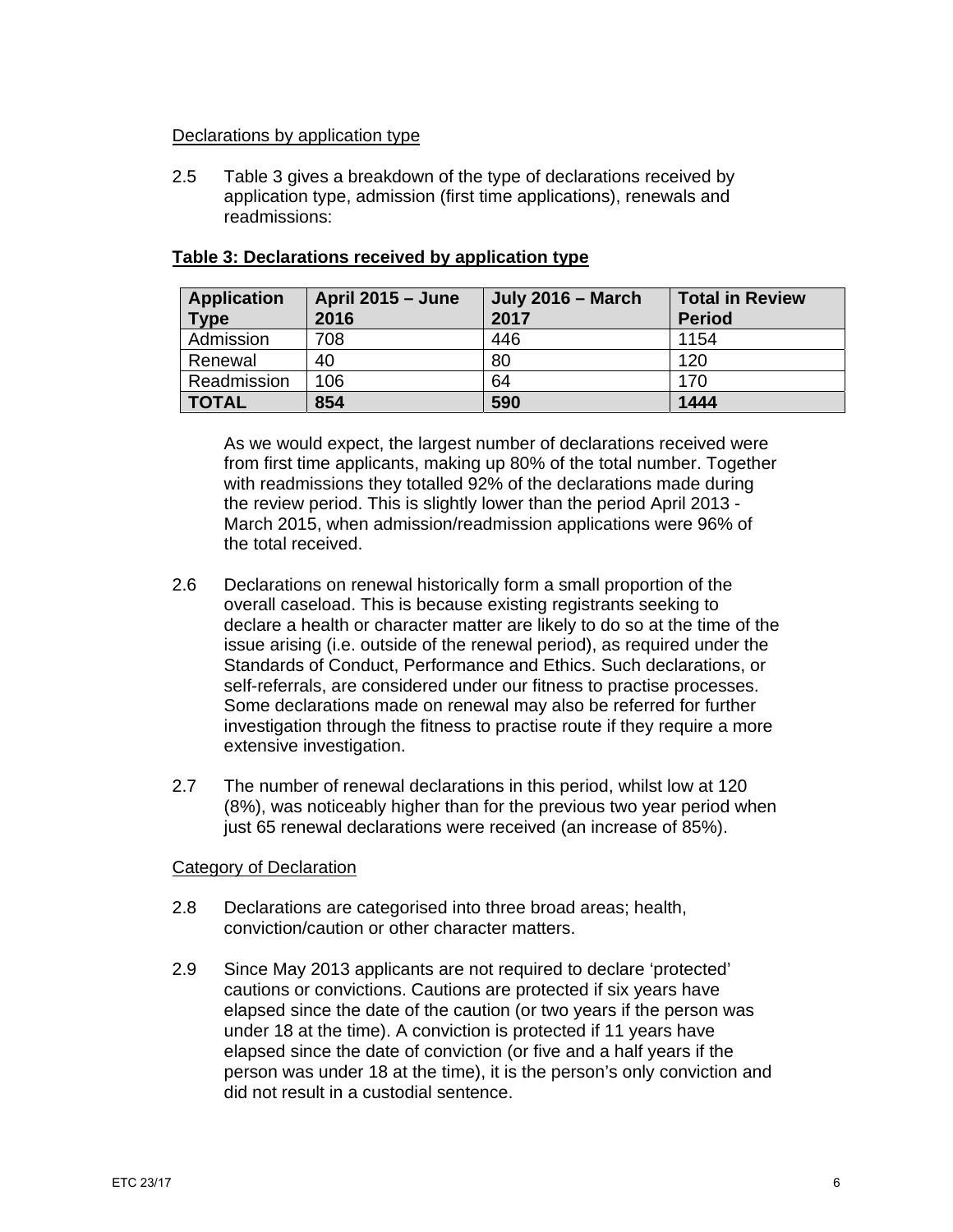Declarations by application type

2.5 Table 3 gives a breakdown of the type of declarations received by application type, admission (first time applications), renewals and readmissions:

**Table 3: Declarations received by application type**

| Application Type | April 2015 – June 2016 | July 2016 – March 2017 | Total in Review Period |
| --- | --- | --- | --- |
| Admission | 708 | 446 | 1154 |
| Renewal | 40 | 80 | 120 |
| Readmission | 106 | 64 | 170 |
| **TOTAL** | **854** | **590** | **1444** |

As we would expect, the largest number of declarations received were from first time applicants, making up 80% of the total number. Together with readmissions they totalled 92% of the declarations made during the review period. This is slightly lower than the period April 2013 - March 2015, when admission/readmission applications were 96% of the total received.

2.6 Declarations on renewal historically form a small proportion of the overall caseload. This is because existing registrants seeking to declare a health or character matter are likely to do so at the time of the issue arising (i.e. outside of the renewal period), as required under the Standards of Conduct, Performance and Ethics. Such declarations, or self-referrals, are considered under our fitness to practise processes. Some declarations made on renewal may also be referred for further investigation through the fitness to practise route if they require a more extensive investigation.

2.7 The number of renewal declarations in this period, whilst low at 120 (8%), was noticeably higher than for the previous two year period when just 65 renewal declarations were received (an increase of 85%).

Category of Declaration

2.8 Declarations are categorised into three broad areas; health, conviction/caution or other character matters.

2.9 Since May 2013 applicants are not required to declare 'protected' cautions or convictions. Cautions are protected if six years have elapsed since the date of the caution (or two years if the person was under 18 at the time). A conviction is protected if 11 years have elapsed since the date of conviction (or five and a half years if the person was under 18 at the time), it is the person's only conviction and did not result in a custodial sentence.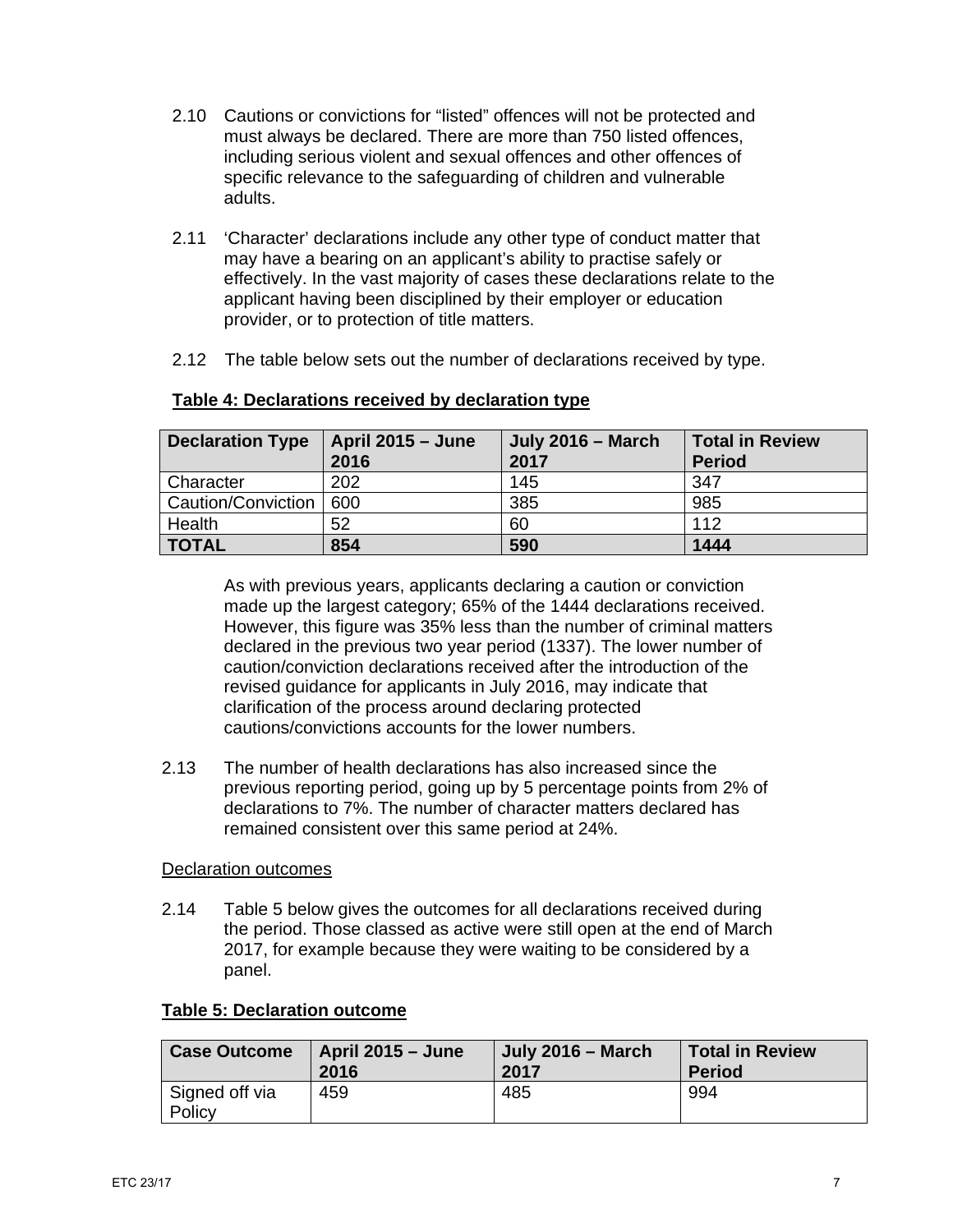2.10 Cautions or convictions for "listed" offences will not be protected and must always be declared. There are more than 750 listed offences, including serious violent and sexual offences and other offences of specific relevance to the safeguarding of children and vulnerable adults.

2.11 'Character' declarations include any other type of conduct matter that may have a bearing on an applicant's ability to practise safely or effectively. In the vast majority of cases these declarations relate to the applicant having been disciplined by their employer or education provider, or to protection of title matters.

2.12 The table below sets out the number of declarations received by type.

**Table 4: Declarations received by declaration type**

| Declaration Type | April 2015 – June 2016 | July 2016 – March 2017 | Total in Review Period |
|---|---|---|---|
| Character | 202 | 145 | 347 |
| Caution/Conviction | 600 | 385 | 985 |
| Health | 52 | 60 | 112 |
| **TOTAL** | **854** | **590** | **1444** |

As with previous years, applicants declaring a caution or conviction made up the largest category; 65% of the 1444 declarations received. However, this figure was 35% less than the number of criminal matters declared in the previous two year period (1337). The lower number of caution/conviction declarations received after the introduction of the revised guidance for applicants in July 2016, may indicate that clarification of the process around declaring protected cautions/convictions accounts for the lower numbers.

2.13 The number of health declarations has also increased since the previous reporting period, going up by 5 percentage points from 2% of declarations to 7%. The number of character matters declared has remained consistent over this same period at 24%.

Declaration outcomes

2.14 Table 5 below gives the outcomes for all declarations received during the period. Those classed as active were still open at the end of March 2017, for example because they were waiting to be considered by a panel.

**Table 5: Declaration outcome**

| Case Outcome | April 2015 – June 2016 | July 2016 – March 2017 | Total in Review Period |
|---|---|---|---|
| Signed off via Policy | 459 | 485 | 994 |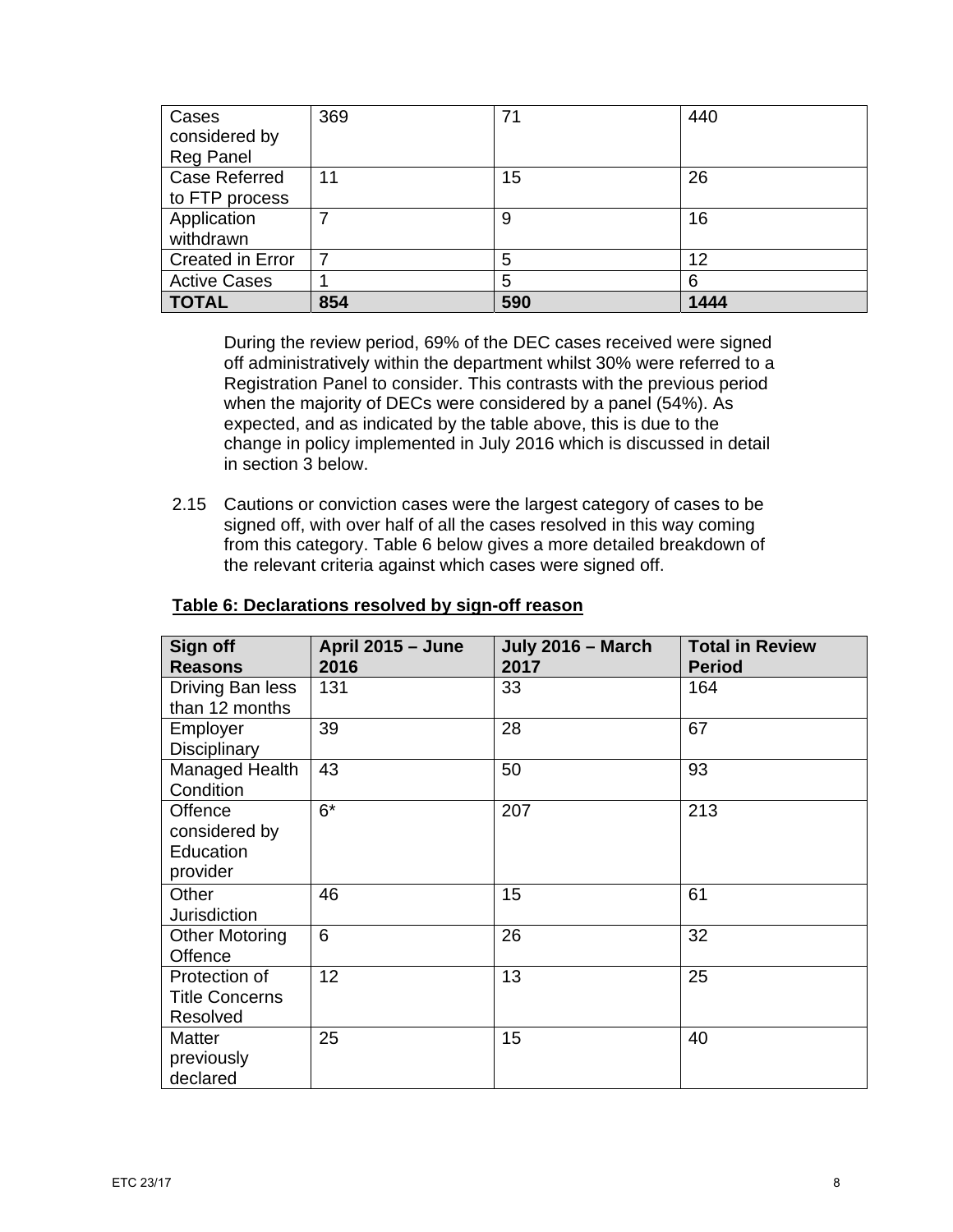| Cases considered by Reg Panel | 369 | 71 | 440 |
|---|---|---|---|
| Case Referred to FTP process | 11 | 15 | 26 |
| Application withdrawn | 7 | 9 | 16 |
| Created in Error | 7 | 5 | 12 |
| Active Cases | 1 | 5 | 6 |
| **TOTAL** | **854** | **590** | **1444** |

During the review period, 69% of the DEC cases received were signed off administratively within the department whilst 30% were referred to a Registration Panel to consider. This contrasts with the previous period when the majority of DECs were considered by a panel (54%). As expected, and as indicated by the table above, this is due to the change in policy implemented in July 2016 which is discussed in detail in section 3 below.

2.15 Cautions or conviction cases were the largest category of cases to be signed off, with over half of all the cases resolved in this way coming from this category. Table 6 below gives a more detailed breakdown of the relevant criteria against which cases were signed off.

**Table 6: Declarations resolved by sign-off reason**

| Sign off Reasons | April 2015 – June 2016 | July 2016 – March 2017 | Total in Review Period |
|---|---|---|---|
| Driving Ban less than 12 months | 131 | 33 | 164 |
| Employer Disciplinary | 39 | 28 | 67 |
| Managed Health Condition | 43 | 50 | 93 |
| Offence considered by Education provider | 6* | 207 | 213 |
| Other Jurisdiction | 46 | 15 | 61 |
| Other Motoring Offence | 6 | 26 | 32 |
| Protection of Title Concerns Resolved | 12 | 13 | 25 |
| Matter previously declared | 25 | 15 | 40 |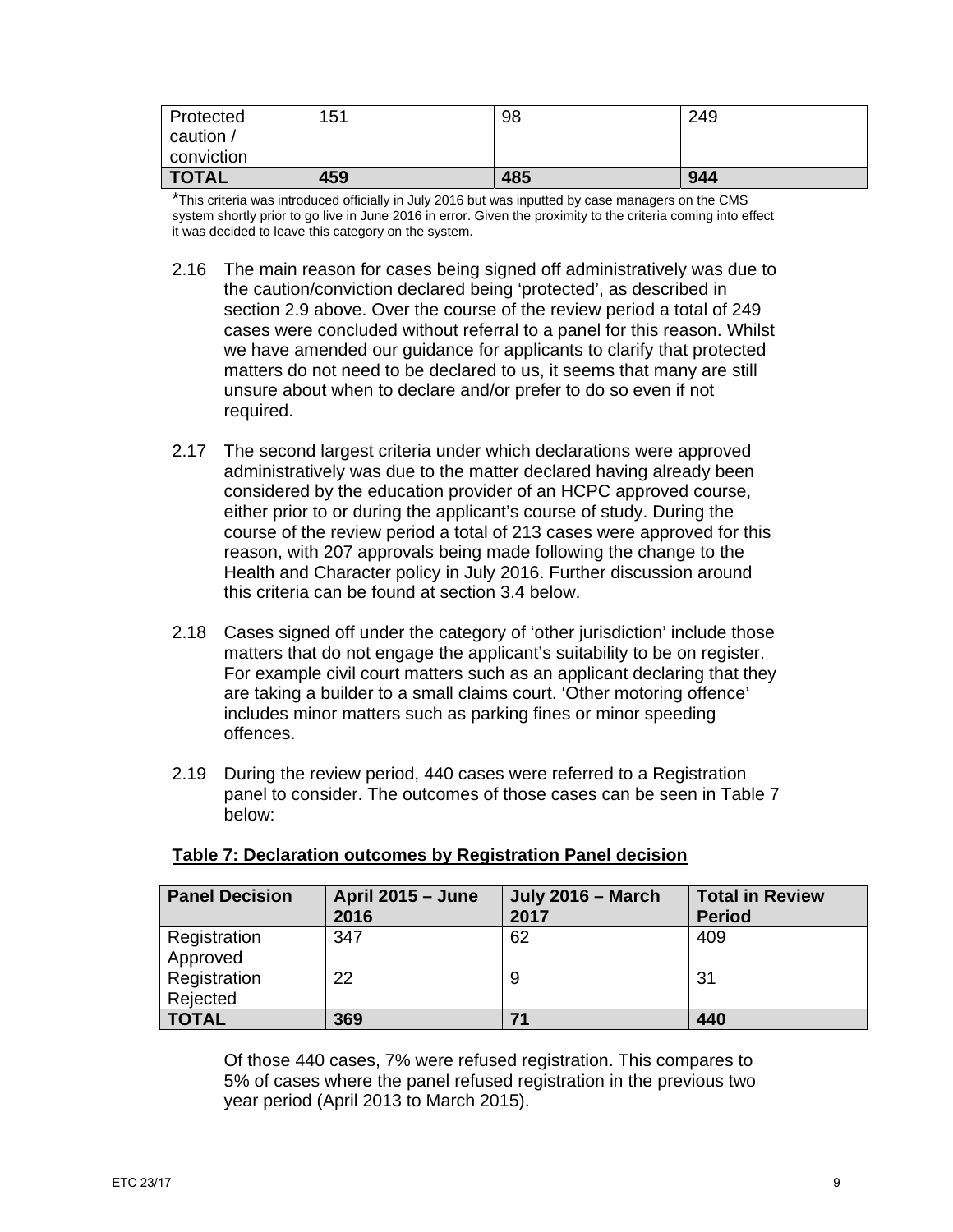| Protected caution / conviction | 151 | 98 | 249 |
| --- | --- | --- | --- |
| **TOTAL** | **459** | **485** | **944** |

*This criteria was introduced officially in July 2016 but was inputted by case managers on the CMS system shortly prior to go live in June 2016 in error. Given the proximity to the criteria coming into effect it was decided to leave this category on the system.

2.16 The main reason for cases being signed off administratively was due to the caution/conviction declared being 'protected', as described in section 2.9 above. Over the course of the review period a total of 249 cases were concluded without referral to a panel for this reason. Whilst we have amended our guidance for applicants to clarify that protected matters do not need to be declared to us, it seems that many are still unsure about when to declare and/or prefer to do so even if not required.

2.17 The second largest criteria under which declarations were approved administratively was due to the matter declared having already been considered by the education provider of an HCPC approved course, either prior to or during the applicant's course of study. During the course of the review period a total of 213 cases were approved for this reason, with 207 approvals being made following the change to the Health and Character policy in July 2016. Further discussion around this criteria can be found at section 3.4 below.

2.18 Cases signed off under the category of 'other jurisdiction' include those matters that do not engage the applicant's suitability to be on register. For example civil court matters such as an applicant declaring that they are taking a builder to a small claims court. 'Other motoring offence' includes minor matters such as parking fines or minor speeding offences.

2.19 During the review period, 440 cases were referred to a Registration panel to consider. The outcomes of those cases can be seen in Table 7 below:

**Table 7: Declaration outcomes by Registration Panel decision**

| Panel Decision | April 2015 – June 2016 | July 2016 – March 2017 | Total in Review Period |
| --- | --- | --- | --- |
| Registration Approved | 347 | 62 | 409 |
| Registration Rejected | 22 | 9 | 31 |
| **TOTAL** | **369** | **71** | **440** |

Of those 440 cases, 7% were refused registration. This compares to 5% of cases where the panel refused registration in the previous two year period (April 2013 to March 2015).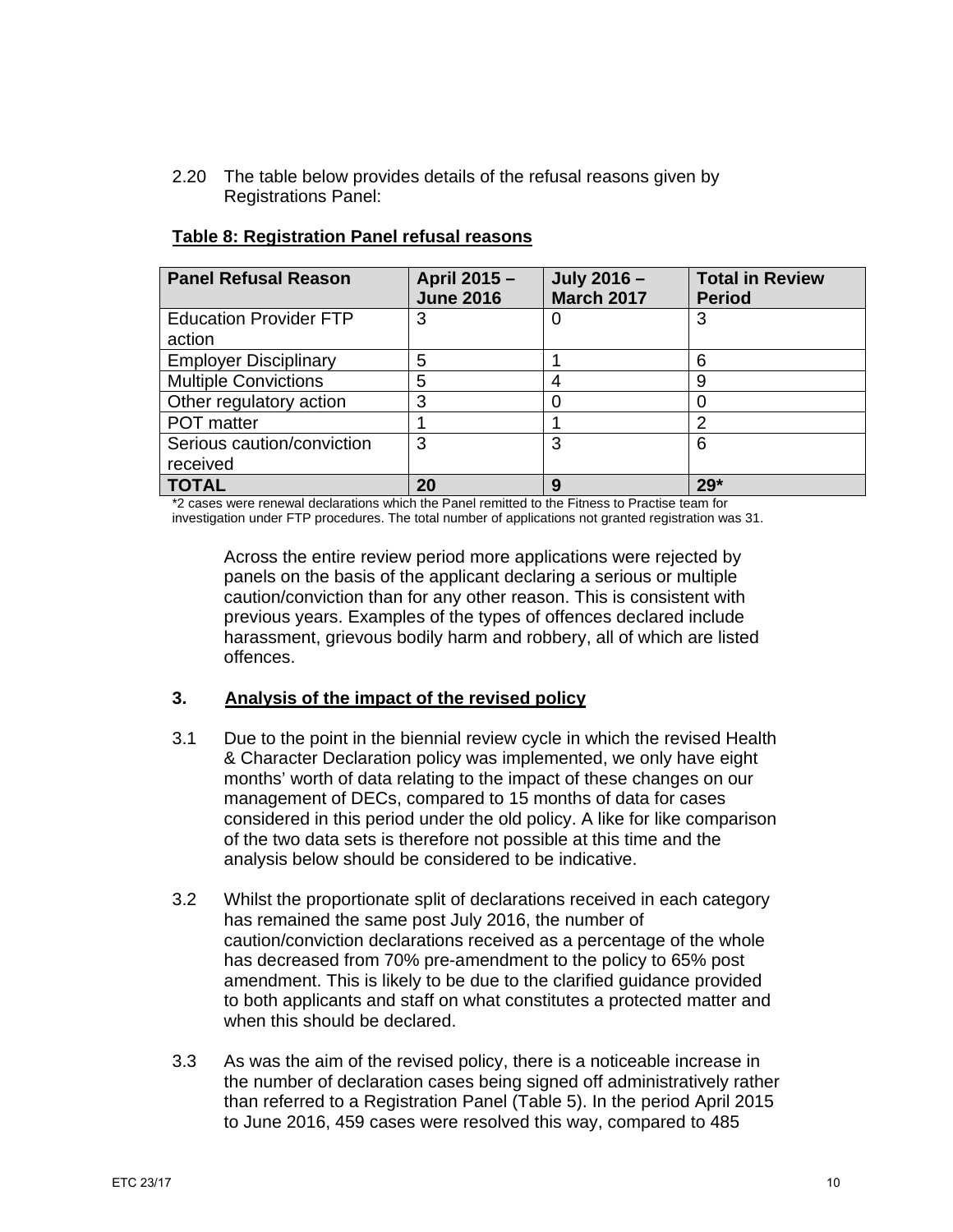2.20 The table below provides details of the refusal reasons given by Registrations Panel:

**Table 8: Registration Panel refusal reasons**

| Panel Refusal Reason | April 2015 – June 2016 | July 2016 – March 2017 | Total in Review Period |
|---|---|---|---|
| Education Provider FTP action | 3 | 0 | 3 |
| Employer Disciplinary | 5 | 1 | 6 |
| Multiple Convictions | 5 | 4 | 9 |
| Other regulatory action | 3 | 0 | 0 |
| POT matter | 1 | 1 | 2 |
| Serious caution/conviction received | 3 | 3 | 6 |
| **TOTAL** | **20** | **9** | **29*** |

*2 cases were renewal declarations which the Panel remitted to the Fitness to Practise team for investigation under FTP procedures. The total number of applications not granted registration was 31.

Across the entire review period more applications were rejected by panels on the basis of the applicant declaring a serious or multiple caution/conviction than for any other reason. This is consistent with previous years. Examples of the types of offences declared include harassment, grievous bodily harm and robbery, all of which are listed offences.

## 3. Analysis of the impact of the revised policy

3.1 Due to the point in the biennial review cycle in which the revised Health & Character Declaration policy was implemented, we only have eight months' worth of data relating to the impact of these changes on our management of DECs, compared to 15 months of data for cases considered in this period under the old policy. A like for like comparison of the two data sets is therefore not possible at this time and the analysis below should be considered to be indicative.

3.2 Whilst the proportionate split of declarations received in each category has remained the same post July 2016, the number of caution/conviction declarations received as a percentage of the whole has decreased from 70% pre-amendment to the policy to 65% post amendment. This is likely to be due to the clarified guidance provided to both applicants and staff on what constitutes a protected matter and when this should be declared.

3.3 As was the aim of the revised policy, there is a noticeable increase in the number of declaration cases being signed off administratively rather than referred to a Registration Panel (Table 5). In the period April 2015 to June 2016, 459 cases were resolved this way, compared to 485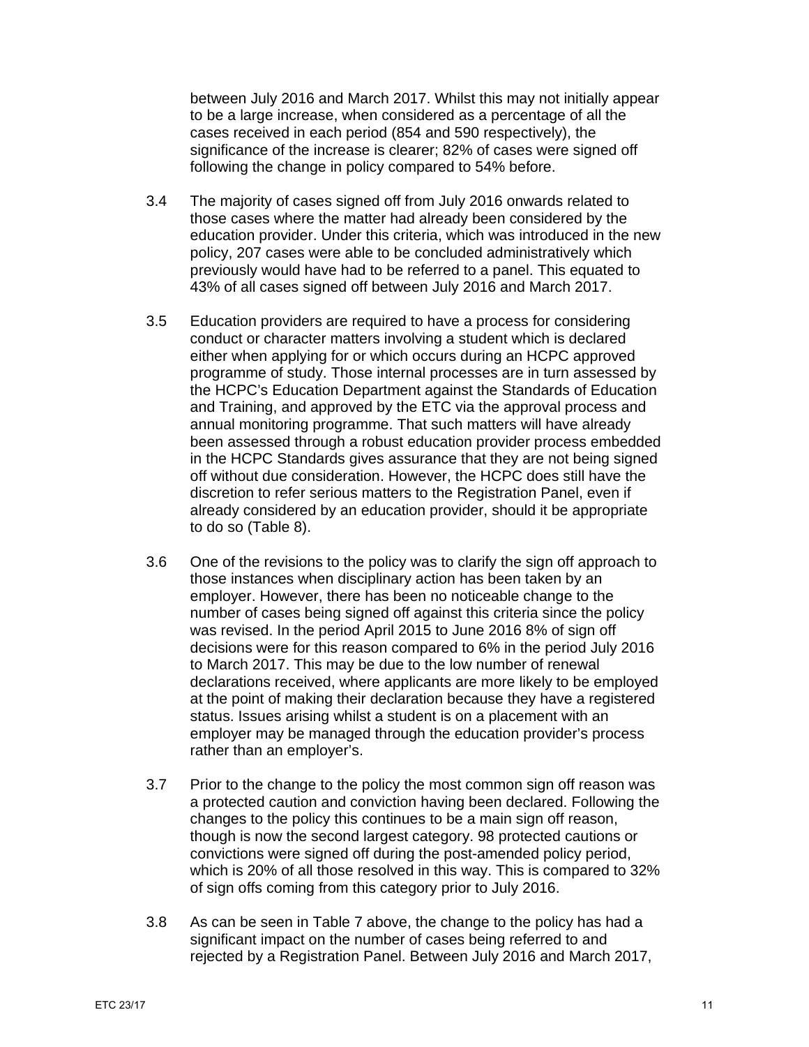between July 2016 and March 2017. Whilst this may not initially appear to be a large increase, when considered as a percentage of all the cases received in each period (854 and 590 respectively), the significance of the increase is clearer; 82% of cases were signed off following the change in policy compared to 54% before.

3.4 The majority of cases signed off from July 2016 onwards related to those cases where the matter had already been considered by the education provider. Under this criteria, which was introduced in the new policy, 207 cases were able to be concluded administratively which previously would have had to be referred to a panel. This equated to 43% of all cases signed off between July 2016 and March 2017.

3.5 Education providers are required to have a process for considering conduct or character matters involving a student which is declared either when applying for or which occurs during an HCPC approved programme of study. Those internal processes are in turn assessed by the HCPC's Education Department against the Standards of Education and Training, and approved by the ETC via the approval process and annual monitoring programme. That such matters will have already been assessed through a robust education provider process embedded in the HCPC Standards gives assurance that they are not being signed off without due consideration. However, the HCPC does still have the discretion to refer serious matters to the Registration Panel, even if already considered by an education provider, should it be appropriate to do so (Table 8).

3.6 One of the revisions to the policy was to clarify the sign off approach to those instances when disciplinary action has been taken by an employer. However, there has been no noticeable change to the number of cases being signed off against this criteria since the policy was revised. In the period April 2015 to June 2016 8% of sign off decisions were for this reason compared to 6% in the period July 2016 to March 2017. This may be due to the low number of renewal declarations received, where applicants are more likely to be employed at the point of making their declaration because they have a registered status. Issues arising whilst a student is on a placement with an employer may be managed through the education provider's process rather than an employer's.

3.7 Prior to the change to the policy the most common sign off reason was a protected caution and conviction having been declared. Following the changes to the policy this continues to be a main sign off reason, though is now the second largest category. 98 protected cautions or convictions were signed off during the post-amended policy period, which is 20% of all those resolved in this way. This is compared to 32% of sign offs coming from this category prior to July 2016.

3.8 As can be seen in Table 7 above, the change to the policy has had a significant impact on the number of cases being referred to and rejected by a Registration Panel. Between July 2016 and March 2017,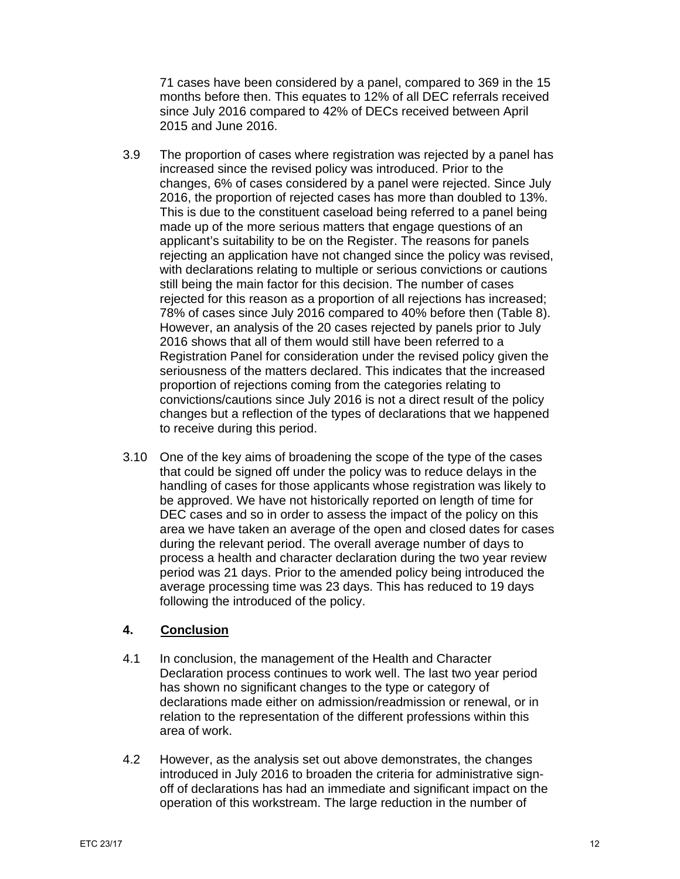71 cases have been considered by a panel, compared to 369 in the 15 months before then. This equates to 12% of all DEC referrals received since July 2016 compared to 42% of DECs received between April 2015 and June 2016.

3.9 The proportion of cases where registration was rejected by a panel has increased since the revised policy was introduced. Prior to the changes, 6% of cases considered by a panel were rejected. Since July 2016, the proportion of rejected cases has more than doubled to 13%. This is due to the constituent caseload being referred to a panel being made up of the more serious matters that engage questions of an applicant's suitability to be on the Register. The reasons for panels rejecting an application have not changed since the policy was revised, with declarations relating to multiple or serious convictions or cautions still being the main factor for this decision. The number of cases rejected for this reason as a proportion of all rejections has increased; 78% of cases since July 2016 compared to 40% before then (Table 8). However, an analysis of the 20 cases rejected by panels prior to July 2016 shows that all of them would still have been referred to a Registration Panel for consideration under the revised policy given the seriousness of the matters declared. This indicates that the increased proportion of rejections coming from the categories relating to convictions/cautions since July 2016 is not a direct result of the policy changes but a reflection of the types of declarations that we happened to receive during this period.

3.10 One of the key aims of broadening the scope of the type of the cases that could be signed off under the policy was to reduce delays in the handling of cases for those applicants whose registration was likely to be approved. We have not historically reported on length of time for DEC cases and so in order to assess the impact of the policy on this area we have taken an average of the open and closed dates for cases during the relevant period. The overall average number of days to process a health and character declaration during the two year review period was 21 days. Prior to the amended policy being introduced the average processing time was 23 days. This has reduced to 19 days following the introduced of the policy.

## 4. Conclusion

4.1 In conclusion, the management of the Health and Character Declaration process continues to work well. The last two year period has shown no significant changes to the type or category of declarations made either on admission/readmission or renewal, or in relation to the representation of the different professions within this area of work.

4.2 However, as the analysis set out above demonstrates, the changes introduced in July 2016 to broaden the criteria for administrative sign-off of declarations has had an immediate and significant impact on the operation of this workstream. The large reduction in the number of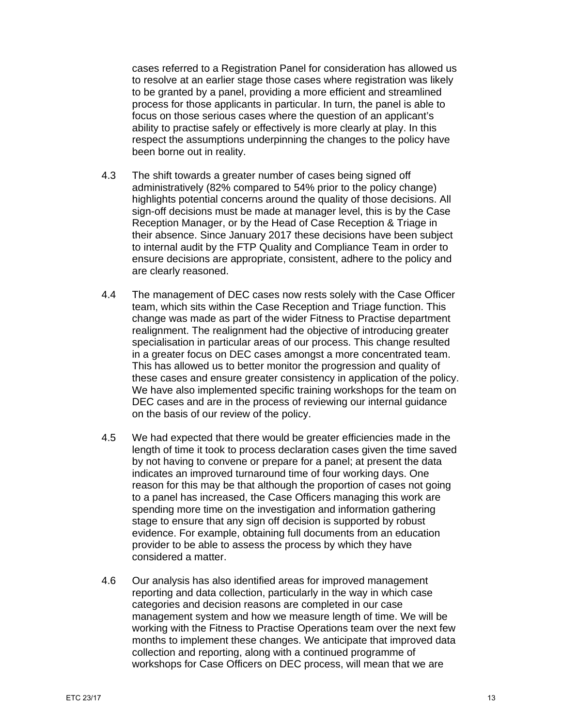cases referred to a Registration Panel for consideration has allowed us to resolve at an earlier stage those cases where registration was likely to be granted by a panel, providing a more efficient and streamlined process for those applicants in particular. In turn, the panel is able to focus on those serious cases where the question of an applicant's ability to practise safely or effectively is more clearly at play. In this respect the assumptions underpinning the changes to the policy have been borne out in reality.

4.3 The shift towards a greater number of cases being signed off administratively (82% compared to 54% prior to the policy change) highlights potential concerns around the quality of those decisions. All sign-off decisions must be made at manager level, this is by the Case Reception Manager, or by the Head of Case Reception & Triage in their absence. Since January 2017 these decisions have been subject to internal audit by the FTP Quality and Compliance Team in order to ensure decisions are appropriate, consistent, adhere to the policy and are clearly reasoned.

4.4 The management of DEC cases now rests solely with the Case Officer team, which sits within the Case Reception and Triage function. This change was made as part of the wider Fitness to Practise department realignment. The realignment had the objective of introducing greater specialisation in particular areas of our process. This change resulted in a greater focus on DEC cases amongst a more concentrated team. This has allowed us to better monitor the progression and quality of these cases and ensure greater consistency in application of the policy. We have also implemented specific training workshops for the team on DEC cases and are in the process of reviewing our internal guidance on the basis of our review of the policy.

4.5 We had expected that there would be greater efficiencies made in the length of time it took to process declaration cases given the time saved by not having to convene or prepare for a panel; at present the data indicates an improved turnaround time of four working days. One reason for this may be that although the proportion of cases not going to a panel has increased, the Case Officers managing this work are spending more time on the investigation and information gathering stage to ensure that any sign off decision is supported by robust evidence. For example, obtaining full documents from an education provider to be able to assess the process by which they have considered a matter.

4.6 Our analysis has also identified areas for improved management reporting and data collection, particularly in the way in which case categories and decision reasons are completed in our case management system and how we measure length of time. We will be working with the Fitness to Practise Operations team over the next few months to implement these changes. We anticipate that improved data collection and reporting, along with a continued programme of workshops for Case Officers on DEC process, will mean that we are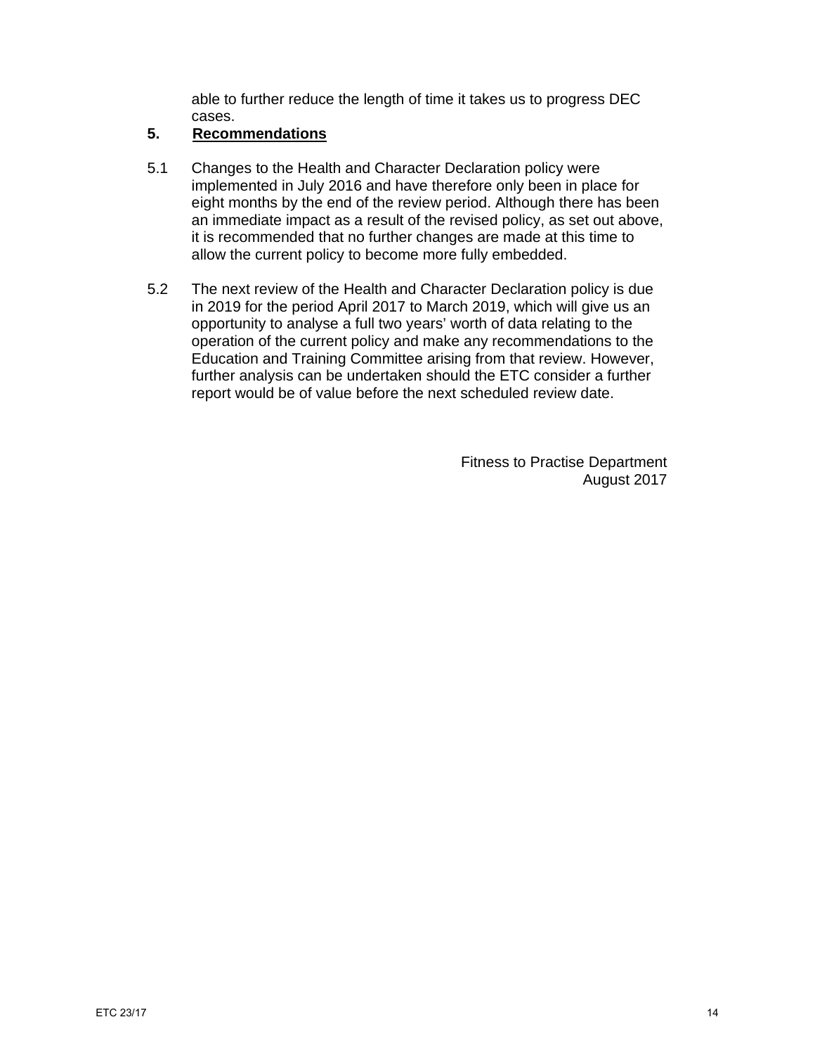able to further reduce the length of time it takes us to progress DEC cases.

## 5. Recommendations

5.1 Changes to the Health and Character Declaration policy were implemented in July 2016 and have therefore only been in place for eight months by the end of the review period. Although there has been an immediate impact as a result of the revised policy, as set out above, it is recommended that no further changes are made at this time to allow the current policy to become more fully embedded.

5.2 The next review of the Health and Character Declaration policy is due in 2019 for the period April 2017 to March 2019, which will give us an opportunity to analyse a full two years' worth of data relating to the operation of the current policy and make any recommendations to the Education and Training Committee arising from that review. However, further analysis can be undertaken should the ETC consider a further report would be of value before the next scheduled review date.

Fitness to Practise Department
August 2017